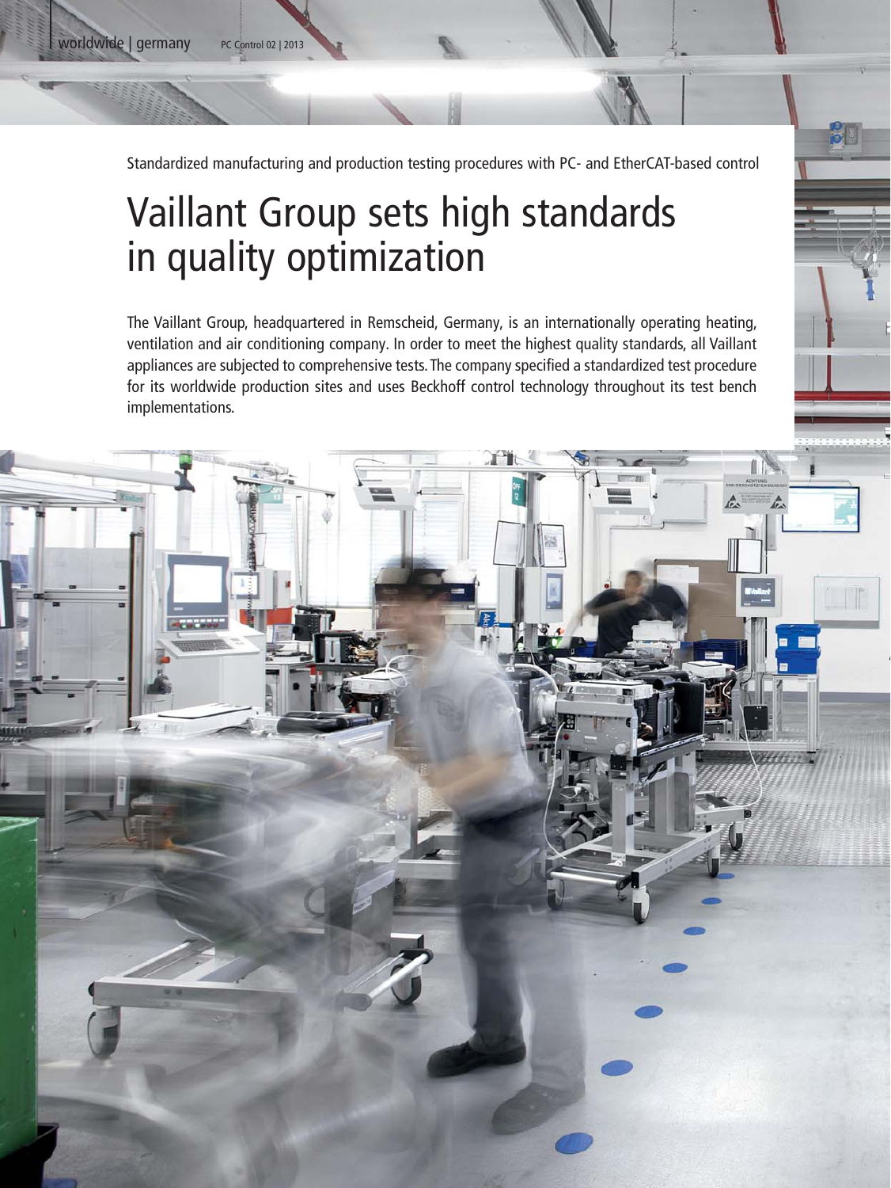Standardized manufacturing and production testing procedures with PC- and EtherCAT-based control

# Vaillant Group sets high standards in quality optimization

The Vaillant Group, headquartered in Remscheid, Germany, is an internationally operating heating, ventilation and air conditioning company. In order to meet the highest quality standards, all Vaillant appliances are subjected to comprehensive tests. The company specified a standardized test procedure for its worldwide production sites and uses Beckhoff control technology throughout its test bench implementations.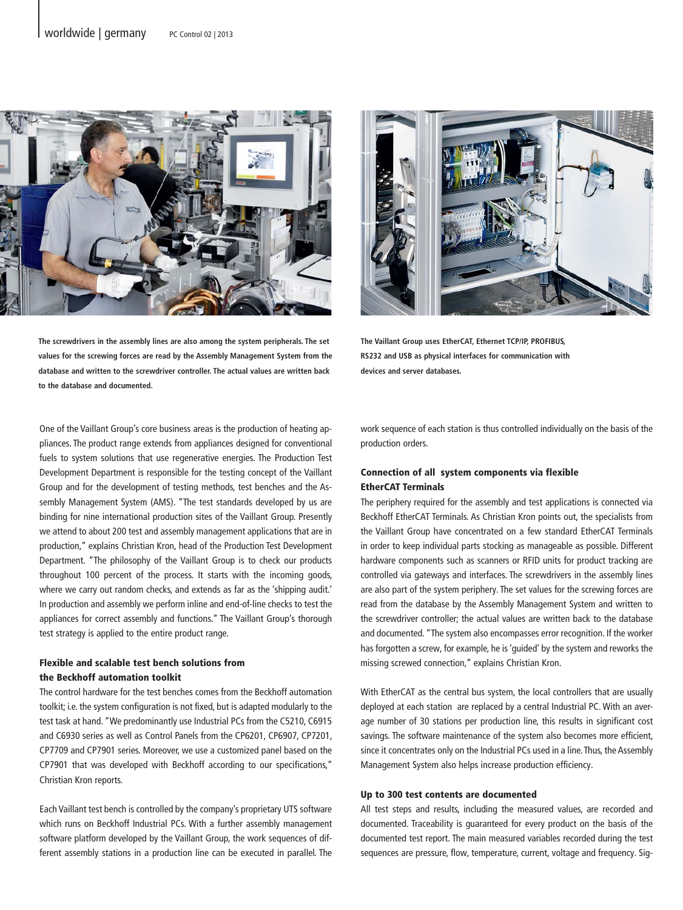The screwdrivers in the assembly lines are also among the system peripherals. The set values for the screwing forces are read by the Assembly Management System from the database and written to the screwdriver controller. The actual values are written back to the database and documented.

The Vaillant Group uses EtherCAT, Ethernet TCP/IP, PROFIBUS, RS232 and USB as physical interfaces for communication with devices and server databases.

One of the Vaillant Group's core business areas is the production of heating appliances. The product range extends from appliances designed for conventional fuels to system solutions that use regenerative energies. The Production Test Development Department is responsible for the testing concept of the Vaillant Group and for the development of testing methods, test benches and the Assembly Management System (AMS). "The test standards developed by us are binding for nine international production sites of the Vaillant Group. Presently we attend to about 200 test and assembly management applications that are in production," explains Christian Kron, head of the Production Test Development Department. "The philosophy of the Vaillant Group is to check our products throughout 100 percent of the process. It starts with the incoming goods, where we carry out random checks, and extends as far as the 'shipping audit.' In production and assembly we perform inline and end-of-line checks to test the appliances for correct assembly and functions." The Vaillant Group's thorough test strategy is applied to the entire product range.

## Flexible and scalable test bench solutions from the Beckhoff automation toolkit

The control hardware for the test benches comes from the Beckhoff automation toolkit; i.e. the system configuration is not fixed, but is adapted modularly to the test task at hand. "We predominantly use Industrial PCs from the C5210, C6915 and C6930 series as well as Control Panels from the CP6201, CP6907, CP7201, CP7709 and CP7901 series. Moreover, we use a customized panel based on the CP7901 that was developed with Beckhoff according to our specifications," Christian Kron reports.

Each Vaillant test bench is controlled by the company's proprietary UTS software which runs on Beckhoff Industrial PCs. With a further assembly management software platform developed by the Vaillant Group, the work sequences of different assembly stations in a production line can be executed in parallel. The work sequence of each station is thus controlled individually on the basis of the production orders.

## Connection of all system components via flexible EtherCAT Terminals

The periphery required for the assembly and test applications is connected via Beckhoff EtherCAT Terminals. As Christian Kron points out, the specialists from the Vaillant Group have concentrated on a few standard EtherCAT Terminals in order to keep individual parts stocking as manageable as possible. Different hardware components such as scanners or RFID units for product tracking are controlled via gateways and interfaces. The screwdrivers in the assembly lines are also part of the system periphery. The set values for the screwing forces are read from the database by the Assembly Management System and written to the screwdriver controller; the actual values are written back to the database and documented. "The system also encompasses error recognition. If the worker has forgotten a screw, for example, he is 'guided' by the system and reworks the missing screwed connection," explains Christian Kron.

With EtherCAT as the central bus system, the local controllers that are usually deployed at each station are replaced by a central Industrial PC. With an average number of 30 stations per production line, this results in significant cost savings. The software maintenance of the system also becomes more efficient, since it concentrates only on the Industrial PCs used in a line. Thus, the Assembly Management System also helps increase production efficiency.

## Up to 300 test contents are documented

All test steps and results, including the measured values, are recorded and documented. Traceability is guaranteed for every product on the basis of the documented test report. The main measured variables recorded during the test sequences are pressure, flow, temperature, current, voltage and frequency. Sig-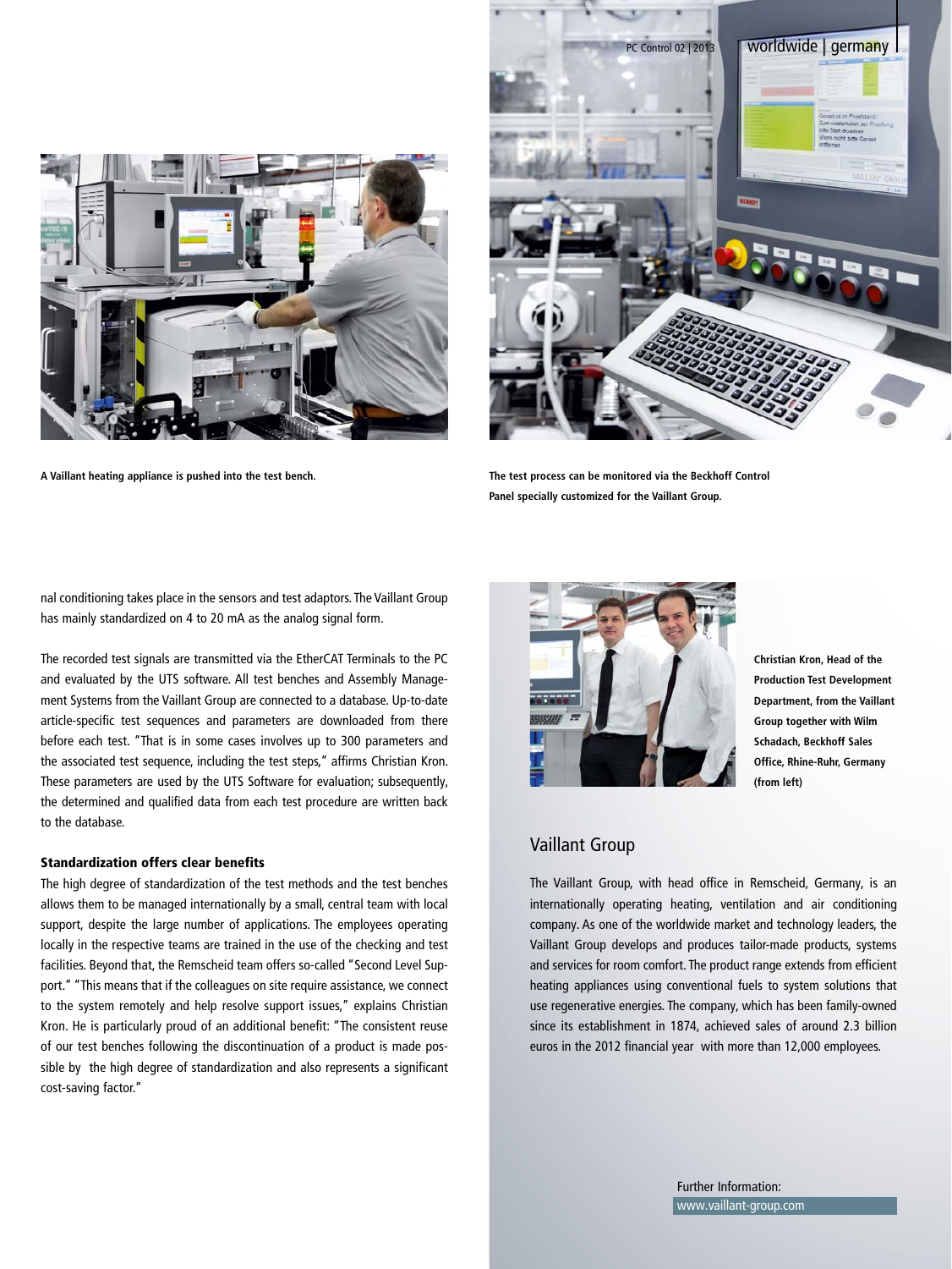A Vaillant heating appliance is pushed into the test bench.

The test process can be monitored via the Beckhoff Control Panel specially customized for the Vaillant Group.

nal conditioning takes place in the sensors and test adaptors. The Vaillant Group has mainly standardized on 4 to 20 mA as the analog signal form.

The recorded test signals are transmitted via the EtherCAT Terminals to the PC and evaluated by the UTS software. All test benches and Assembly Management Systems from the Vaillant Group are connected to a database. Up-to-date article-specific test sequences and parameters are downloaded from there before each test. "That is in some cases involves up to 300 parameters and the associated test sequence, including the test steps," affirms Christian Kron. These parameters are used by the UTS Software for evaluation; subsequently, the determined and qualified data from each test procedure are written back to the database.

### Standardization offers clear benefits

The high degree of standardization of the test methods and the test benches allows them to be managed internationally by a small, central team with local support, despite the large number of applications. The employees operating locally in the respective teams are trained in the use of the checking and test facilities. Beyond that, the Remscheid team offers so-called "Second Level Support." "This means that if the colleagues on site require assistance, we connect to the system remotely and help resolve support issues," explains Christian Kron. He is particularly proud of an additional benefit: "The consistent reuse of our test benches following the discontinuation of a product is made possible by the high degree of standardization and also represents a significant cost-saving factor."

**Christian Kron, Head of the Production Test Development Department, from the Vaillant Group together with Wilm Schadach, Beckhoff Sales Office, Rhine-Ruhr, Germany (from left)**

## Vaillant Group

The Vaillant Group, with head office in Remscheid, Germany, is an internationally operating heating, ventilation and air conditioning company. As one of the worldwide market and technology leaders, the Vaillant Group develops and produces tailor-made products, systems and services for room comfort. The product range extends from efficient heating appliances using conventional fuels to system solutions that use regenerative energies. The company, which has been family-owned since its establishment in 1874, achieved sales of around 2.3 billion euros in the 2012 financial year with more than 12,000 employees.

Further Information:
www.vaillant-group.com